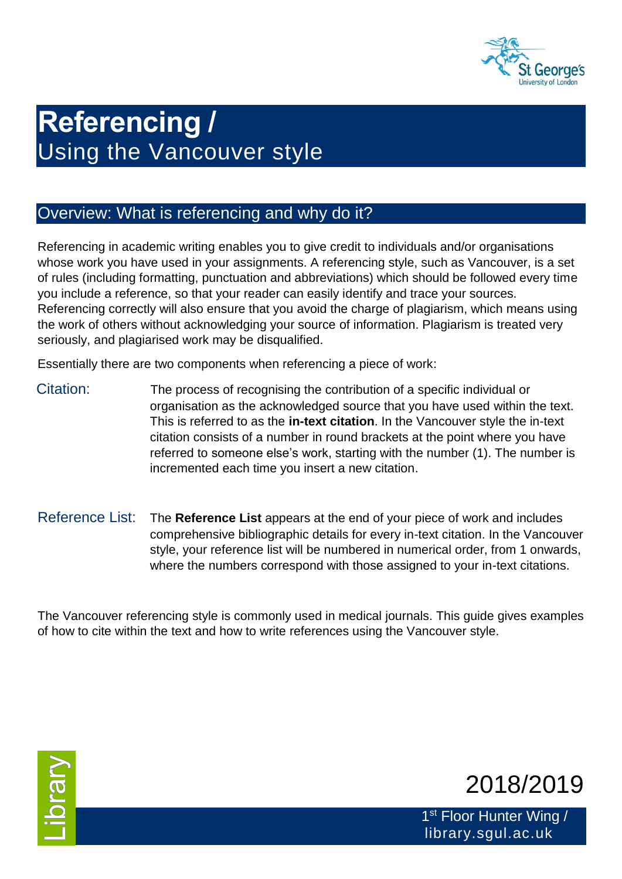# Referencing / Using the Vancouver style

## Overview: What is referencing and why do it?

Referencing in academic writing enables you to give credit to individuals and/or organisations whose work you have used in your assignments. A referencing style, such as Vancouver, is a set of rules (including formatting, punctuation and abbreviations) which should be followed every time you include a reference, so that your reader can easily identify and trace your sources. Referencing correctly will also ensure that you avoid the charge of plagiarism, which means using the work of others without acknowledging your source of information. Plagiarism is treated very seriously, and plagiarised work may be disqualified.

Essentially there are two components when referencing a piece of work:

**Citation:** The process of recognising the contribution of a specific individual or organisation as the acknowledged source that you have used within the text. This is referred to as the **in-text citation**. In the Vancouver style the in-text citation consists of a number in round brackets at the point where you have referred to someone else's work, starting with the number (1). The number is incremented each time you insert a new citation.

**Reference List:** The **Reference List** appears at the end of your piece of work and includes comprehensive bibliographic details for every in-text citation. In the Vancouver style, your reference list will be numbered in numerical order, from 1 onwards, where the numbers correspond with those assigned to your in-text citations.

The Vancouver referencing style is commonly used in medical journals. This guide gives examples of how to cite within the text and how to write references using the Vancouver style.

Library

2018/2019

1st Floor Hunter Wing / library.sgul.ac.uk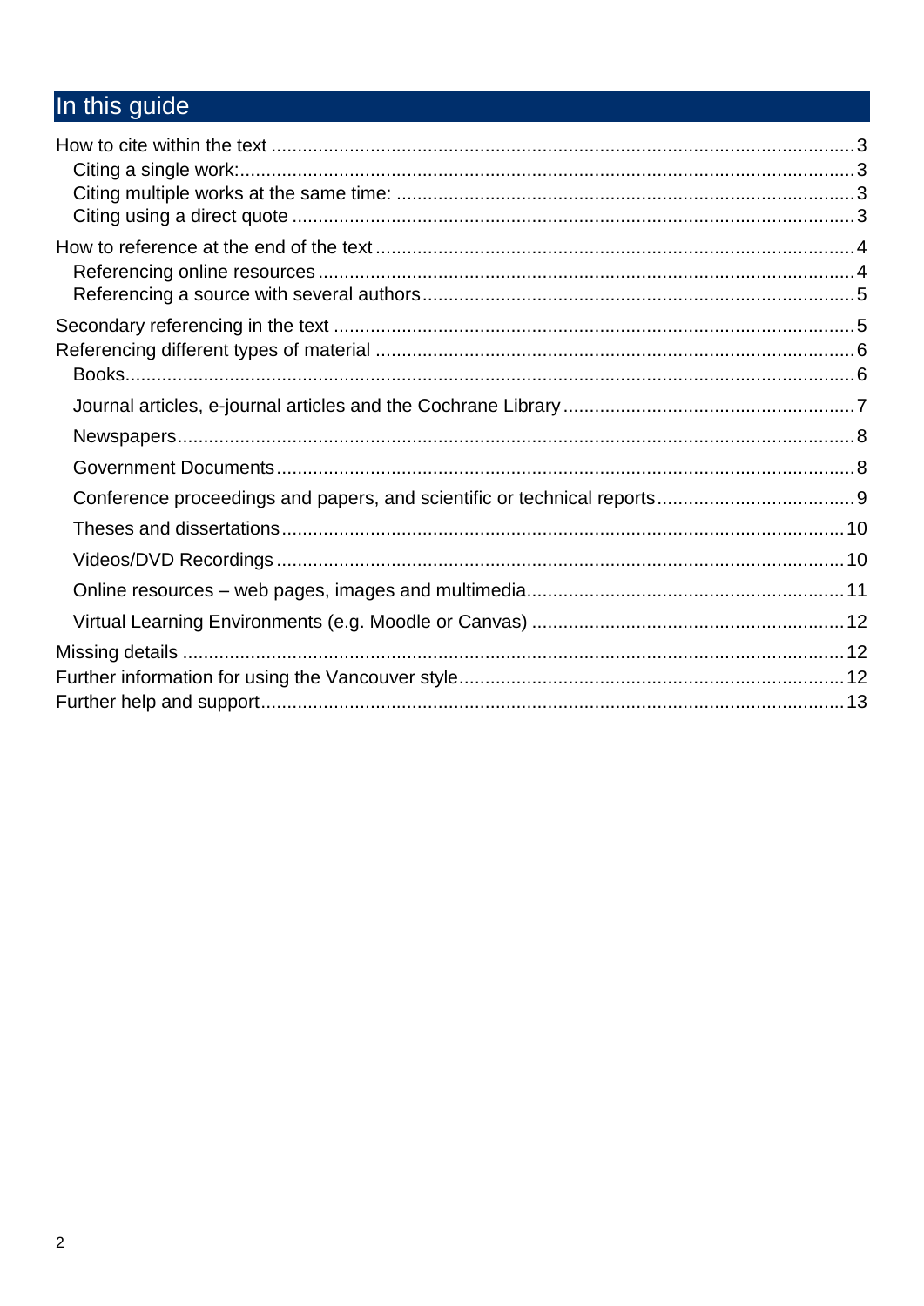# In this guide

- How to cite within the text ..... 3
  - Citing a single work: ..... 3
  - Citing multiple works at the same time: ..... 3
  - Citing using a direct quote ..... 3
- How to reference at the end of the text ..... 4
  - Referencing online resources ..... 4
  - Referencing a source with several authors ..... 5
- Secondary referencing in the text ..... 5
- Referencing different types of material ..... 6
  - Books ..... 6
  - Journal articles, e-journal articles and the Cochrane Library ..... 7
  - Newspapers ..... 8
  - Government Documents ..... 8
  - Conference proceedings and papers, and scientific or technical reports ..... 9
  - Theses and dissertations ..... 10
  - Videos/DVD Recordings ..... 10
  - Online resources – web pages, images and multimedia ..... 11
  - Virtual Learning Environments (e.g. Moodle or Canvas) ..... 12
- Missing details ..... 12
- Further information for using the Vancouver style ..... 12
- Further help and support ..... 13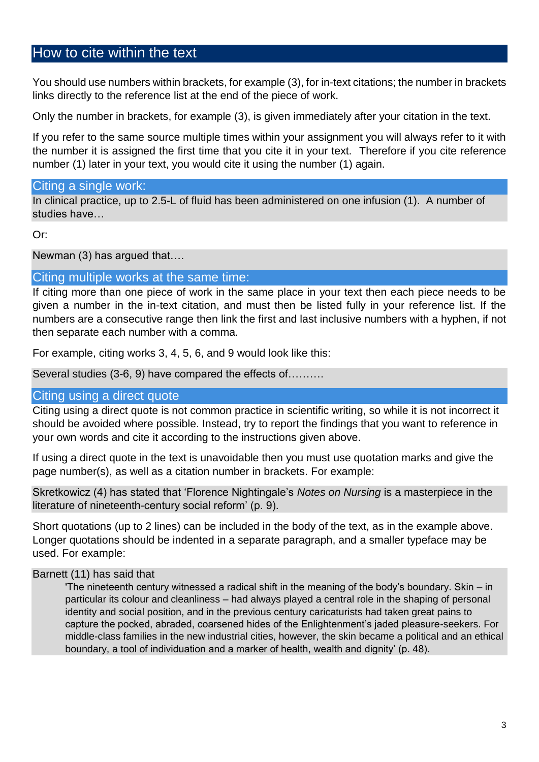## How to cite within the text

You should use numbers within brackets, for example (3), for in-text citations; the number in brackets links directly to the reference list at the end of the piece of work.

Only the number in brackets, for example (3), is given immediately after your citation in the text.

If you refer to the same source multiple times within your assignment you will always refer to it with the number it is assigned the first time that you cite it in your text. Therefore if you cite reference number (1) later in your text, you would cite it using the number (1) again.

### Citing a single work:

In clinical practice, up to 2.5-L of fluid has been administered on one infusion (1). A number of studies have…

Or:

Newman (3) has argued that….

### Citing multiple works at the same time:

If citing more than one piece of work in the same place in your text then each piece needs to be given a number in the in-text citation, and must then be listed fully in your reference list. If the numbers are a consecutive range then link the first and last inclusive numbers with a hyphen, if not then separate each number with a comma.

For example, citing works 3, 4, 5, 6, and 9 would look like this:

Several studies (3-6, 9) have compared the effects of……….

### Citing using a direct quote

Citing using a direct quote is not common practice in scientific writing, so while it is not incorrect it should be avoided where possible. Instead, try to report the findings that you want to reference in your own words and cite it according to the instructions given above.

If using a direct quote in the text is unavoidable then you must use quotation marks and give the page number(s), as well as a citation number in brackets. For example:

Skretkowicz (4) has stated that 'Florence Nightingale's *Notes on Nursing* is a masterpiece in the literature of nineteenth-century social reform' (p. 9).

Short quotations (up to 2 lines) can be included in the body of the text, as in the example above. Longer quotations should be indented in a separate paragraph, and a smaller typeface may be used. For example:

Barnett (11) has said that

> 'The nineteenth century witnessed a radical shift in the meaning of the body's boundary. Skin – in particular its colour and cleanliness – had always played a central role in the shaping of personal identity and social position, and in the previous century caricaturists had taken great pains to capture the pocked, abraded, coarsened hides of the Enlightenment's jaded pleasure-seekers. For middle-class families in the new industrial cities, however, the skin became a political and an ethical boundary, a tool of individuation and a marker of health, wealth and dignity' (p. 48).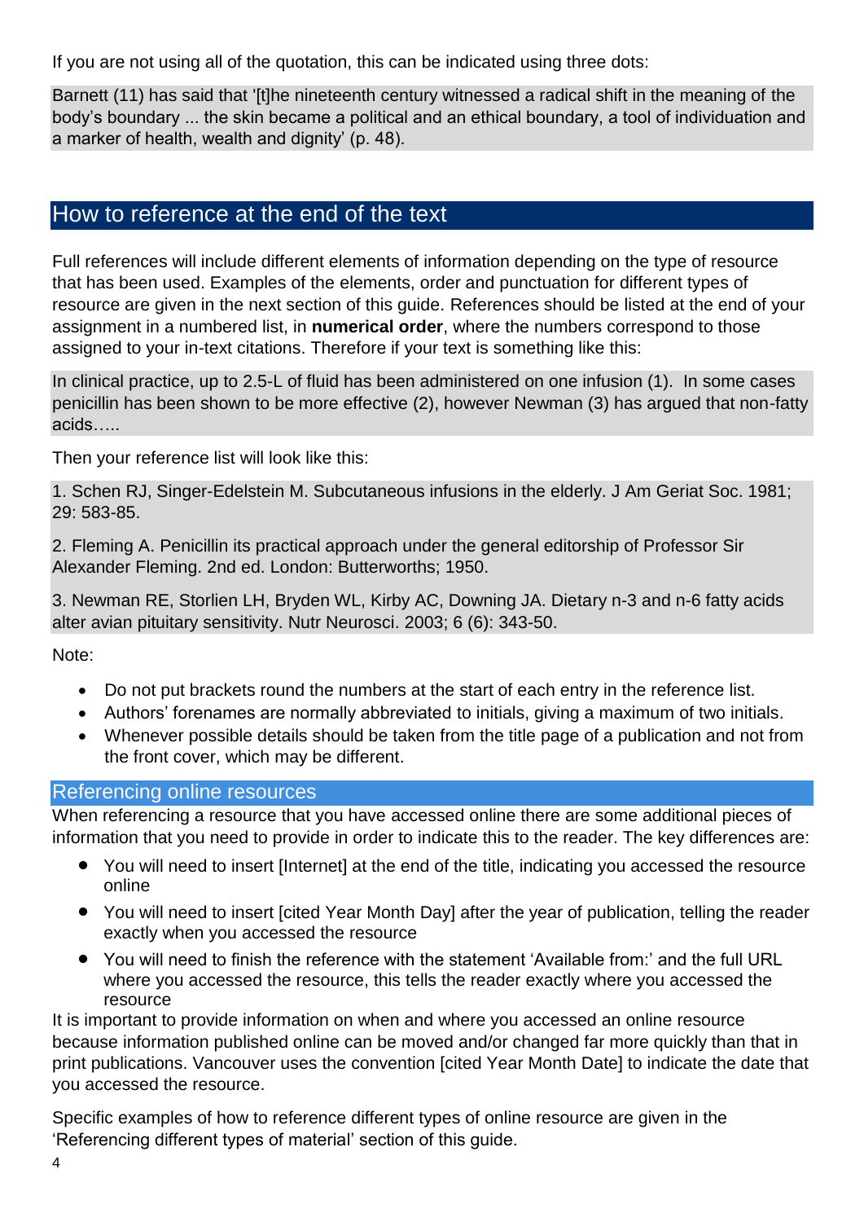If you are not using all of the quotation, this can be indicated using three dots:

Barnett (11) has said that '[t]he nineteenth century witnessed a radical shift in the meaning of the body's boundary ... the skin became a political and an ethical boundary, a tool of individuation and a marker of health, wealth and dignity' (p. 48).

## How to reference at the end of the text

Full references will include different elements of information depending on the type of resource that has been used. Examples of the elements, order and punctuation for different types of resource are given in the next section of this guide. References should be listed at the end of your assignment in a numbered list, in **numerical order**, where the numbers correspond to those assigned to your in-text citations. Therefore if your text is something like this:

In clinical practice, up to 2.5-L of fluid has been administered on one infusion (1). In some cases penicillin has been shown to be more effective (2), however Newman (3) has argued that non-fatty acids…..

Then your reference list will look like this:

1. Schen RJ, Singer-Edelstein M. Subcutaneous infusions in the elderly. J Am Geriat Soc. 1981; 29: 583-85.

2. Fleming A. Penicillin its practical approach under the general editorship of Professor Sir Alexander Fleming. 2nd ed. London: Butterworths; 1950.

3. Newman RE, Storlien LH, Bryden WL, Kirby AC, Downing JA. Dietary n-3 and n-6 fatty acids alter avian pituitary sensitivity. Nutr Neurosci. 2003; 6 (6): 343-50.

Note:

- Do not put brackets round the numbers at the start of each entry in the reference list.
- Authors' forenames are normally abbreviated to initials, giving a maximum of two initials.
- Whenever possible details should be taken from the title page of a publication and not from the front cover, which may be different.

### Referencing online resources

When referencing a resource that you have accessed online there are some additional pieces of information that you need to provide in order to indicate this to the reader. The key differences are:

- You will need to insert [Internet] at the end of the title, indicating you accessed the resource online
- You will need to insert [cited Year Month Day] after the year of publication, telling the reader exactly when you accessed the resource
- You will need to finish the reference with the statement 'Available from:' and the full URL where you accessed the resource, this tells the reader exactly where you accessed the resource

It is important to provide information on when and where you accessed an online resource because information published online can be moved and/or changed far more quickly than that in print publications. Vancouver uses the convention [cited Year Month Date] to indicate the date that you accessed the resource.

Specific examples of how to reference different types of online resource are given in the 'Referencing different types of material' section of this guide.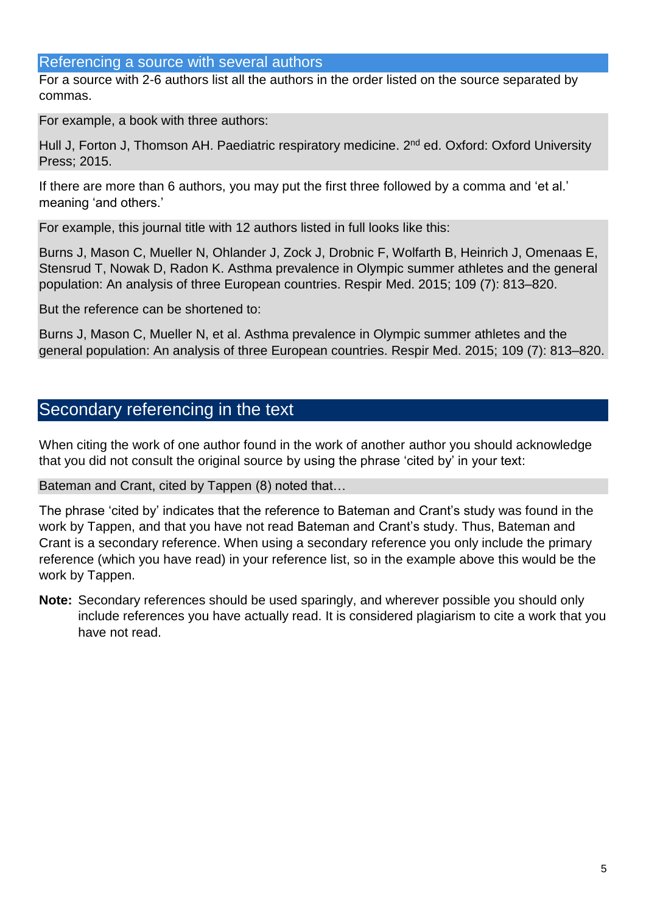### Referencing a source with several authors

For a source with 2-6 authors list all the authors in the order listed on the source separated by commas.

For example, a book with three authors:

Hull J, Forton J, Thomson AH. Paediatric respiratory medicine. 2nd ed. Oxford: Oxford University Press; 2015.

If there are more than 6 authors, you may put the first three followed by a comma and 'et al.' meaning 'and others.'

For example, this journal title with 12 authors listed in full looks like this:

Burns J, Mason C, Mueller N, Ohlander J, Zock J, Drobnic F, Wolfarth B, Heinrich J, Omenaas E, Stensrud T, Nowak D, Radon K. Asthma prevalence in Olympic summer athletes and the general population: An analysis of three European countries. Respir Med. 2015; 109 (7): 813–820.

But the reference can be shortened to:

Burns J, Mason C, Mueller N, et al. Asthma prevalence in Olympic summer athletes and the general population: An analysis of three European countries. Respir Med. 2015; 109 (7): 813–820.

## Secondary referencing in the text

When citing the work of one author found in the work of another author you should acknowledge that you did not consult the original source by using the phrase 'cited by' in your text:

Bateman and Crant, cited by Tappen (8) noted that…

The phrase 'cited by' indicates that the reference to Bateman and Crant's study was found in the work by Tappen, and that you have not read Bateman and Crant's study. Thus, Bateman and Crant is a secondary reference. When using a secondary reference you only include the primary reference (which you have read) in your reference list, so in the example above this would be the work by Tappen.

**Note:** Secondary references should be used sparingly, and wherever possible you should only include references you have actually read. It is considered plagiarism to cite a work that you have not read.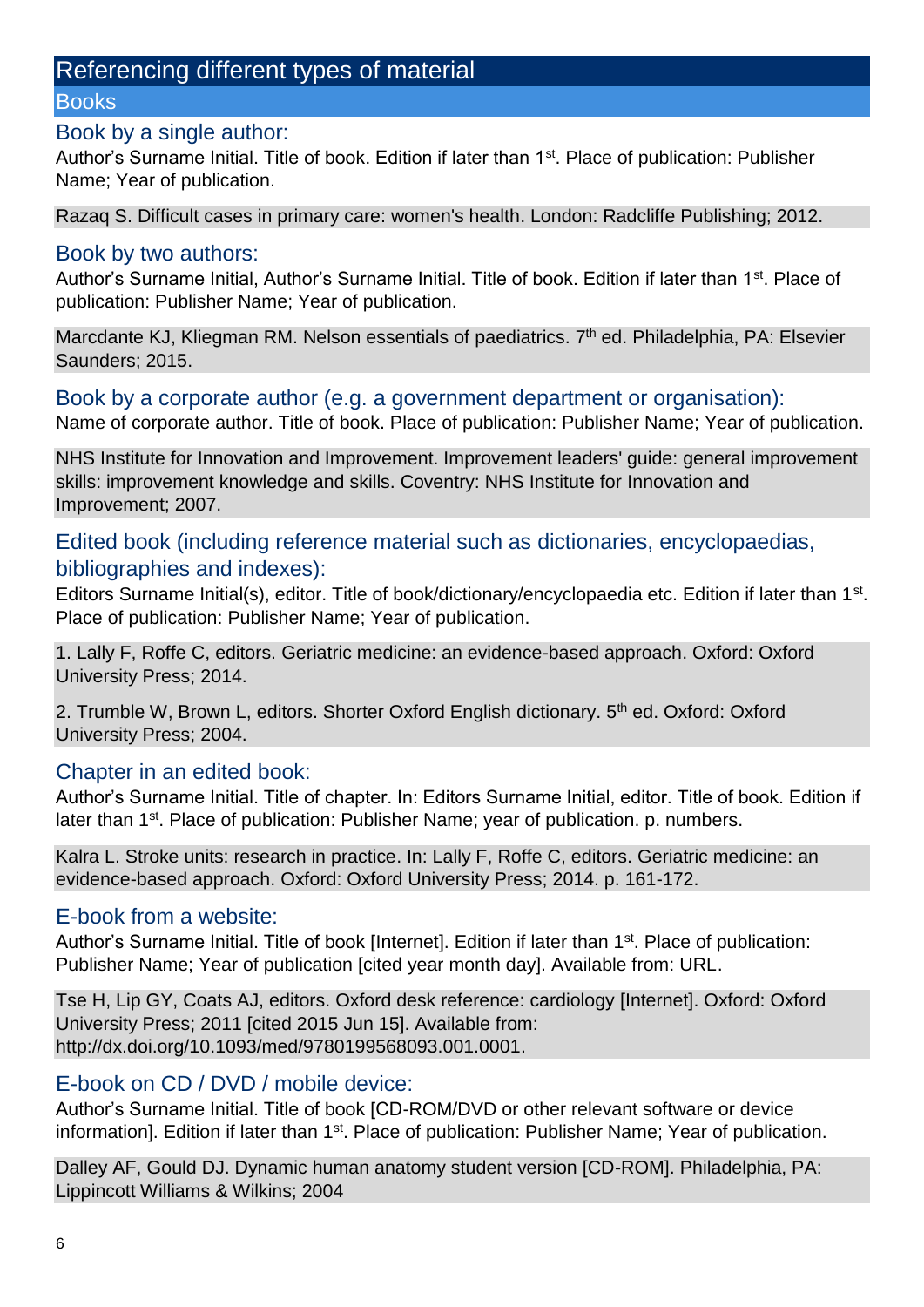# Referencing different types of material

## Books

### Book by a single author:

Author's Surname Initial. Title of book. Edition if later than 1st. Place of publication: Publisher Name; Year of publication.

Razaq S. Difficult cases in primary care: women's health. London: Radcliffe Publishing; 2012.

### Book by two authors:

Author's Surname Initial, Author's Surname Initial. Title of book. Edition if later than 1st. Place of publication: Publisher Name; Year of publication.

Marcdante KJ, Kliegman RM. Nelson essentials of paediatrics. 7th ed. Philadelphia, PA: Elsevier Saunders; 2015.

### Book by a corporate author (e.g. a government department or organisation):

Name of corporate author. Title of book. Place of publication: Publisher Name; Year of publication.

NHS Institute for Innovation and Improvement. Improvement leaders' guide: general improvement skills: improvement knowledge and skills. Coventry: NHS Institute for Innovation and Improvement; 2007.

### Edited book (including reference material such as dictionaries, encyclopaedias, bibliographies and indexes):

Editors Surname Initial(s), editor. Title of book/dictionary/encyclopaedia etc. Edition if later than 1st. Place of publication: Publisher Name; Year of publication.

1. Lally F, Roffe C, editors. Geriatric medicine: an evidence-based approach. Oxford: Oxford University Press; 2014.

2. Trumble W, Brown L, editors. Shorter Oxford English dictionary. 5th ed. Oxford: Oxford University Press; 2004.

### Chapter in an edited book:

Author's Surname Initial. Title of chapter. In: Editors Surname Initial, editor. Title of book. Edition if later than 1st. Place of publication: Publisher Name; year of publication. p. numbers.

Kalra L. Stroke units: research in practice. In: Lally F, Roffe C, editors. Geriatric medicine: an evidence-based approach. Oxford: Oxford University Press; 2014. p. 161-172.

### E-book from a website:

Author's Surname Initial. Title of book [Internet]. Edition if later than 1st. Place of publication: Publisher Name; Year of publication [cited year month day]. Available from: URL.

Tse H, Lip GY, Coats AJ, editors. Oxford desk reference: cardiology [Internet]. Oxford: Oxford University Press; 2011 [cited 2015 Jun 15]. Available from: http://dx.doi.org/10.1093/med/9780199568093.001.0001.

### E-book on CD / DVD / mobile device:

Author's Surname Initial. Title of book [CD-ROM/DVD or other relevant software or device information]. Edition if later than 1st. Place of publication: Publisher Name; Year of publication.

Dalley AF, Gould DJ. Dynamic human anatomy student version [CD-ROM]. Philadelphia, PA: Lippincott Williams & Wilkins; 2004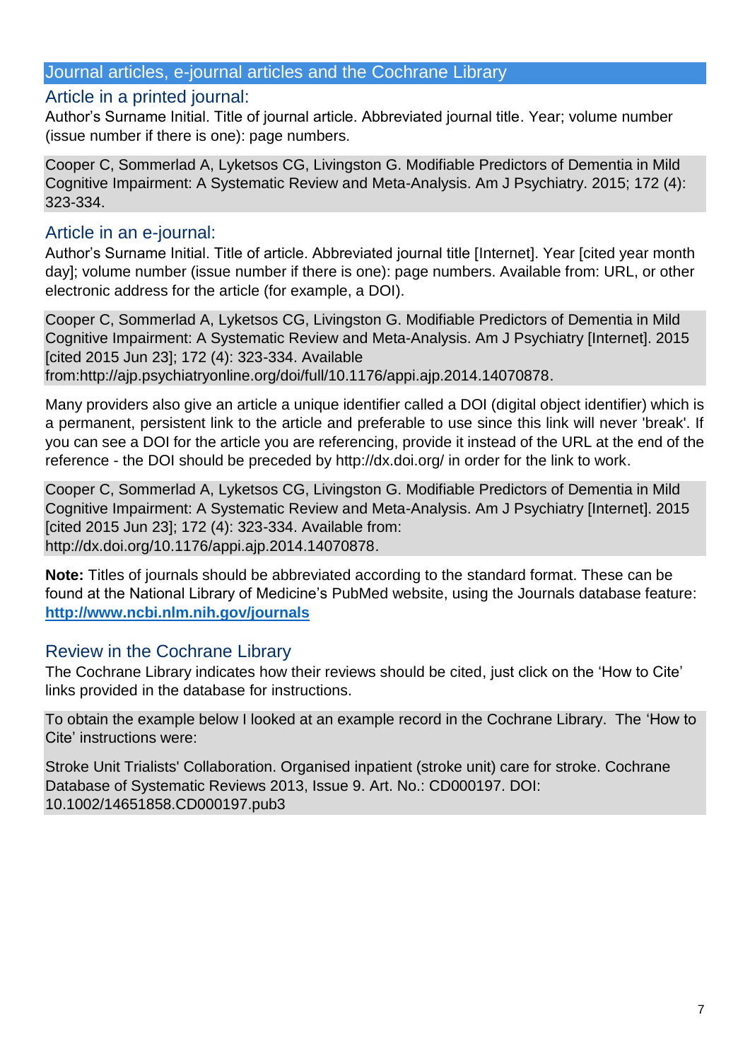## Journal articles, e-journal articles and the Cochrane Library

### Article in a printed journal:

Author's Surname Initial. Title of journal article. Abbreviated journal title. Year; volume number (issue number if there is one): page numbers.

Cooper C, Sommerlad A, Lyketsos CG, Livingston G. Modifiable Predictors of Dementia in Mild Cognitive Impairment: A Systematic Review and Meta-Analysis. Am J Psychiatry. 2015; 172 (4): 323-334.

### Article in an e-journal:

Author's Surname Initial. Title of article. Abbreviated journal title [Internet]. Year [cited year month day]; volume number (issue number if there is one): page numbers. Available from: URL, or other electronic address for the article (for example, a DOI).

Cooper C, Sommerlad A, Lyketsos CG, Livingston G. Modifiable Predictors of Dementia in Mild Cognitive Impairment: A Systematic Review and Meta-Analysis. Am J Psychiatry [Internet]. 2015 [cited 2015 Jun 23]; 172 (4): 323-334. Available from:http://ajp.psychiatryonline.org/doi/full/10.1176/appi.ajp.2014.14070878.

Many providers also give an article a unique identifier called a DOI (digital object identifier) which is a permanent, persistent link to the article and preferable to use since this link will never 'break'. If you can see a DOI for the article you are referencing, provide it instead of the URL at the end of the reference - the DOI should be preceded by http://dx.doi.org/ in order for the link to work.

Cooper C, Sommerlad A, Lyketsos CG, Livingston G. Modifiable Predictors of Dementia in Mild Cognitive Impairment: A Systematic Review and Meta-Analysis. Am J Psychiatry [Internet]. 2015 [cited 2015 Jun 23]; 172 (4): 323-334. Available from: http://dx.doi.org/10.1176/appi.ajp.2014.14070878.

**Note:** Titles of journals should be abbreviated according to the standard format. These can be found at the National Library of Medicine's PubMed website, using the Journals database feature: **http://www.ncbi.nlm.nih.gov/journals**

### Review in the Cochrane Library

The Cochrane Library indicates how their reviews should be cited, just click on the 'How to Cite' links provided in the database for instructions.

To obtain the example below I looked at an example record in the Cochrane Library. The 'How to Cite' instructions were:

Stroke Unit Trialists' Collaboration. Organised inpatient (stroke unit) care for stroke. Cochrane Database of Systematic Reviews 2013, Issue 9. Art. No.: CD000197. DOI: 10.1002/14651858.CD000197.pub3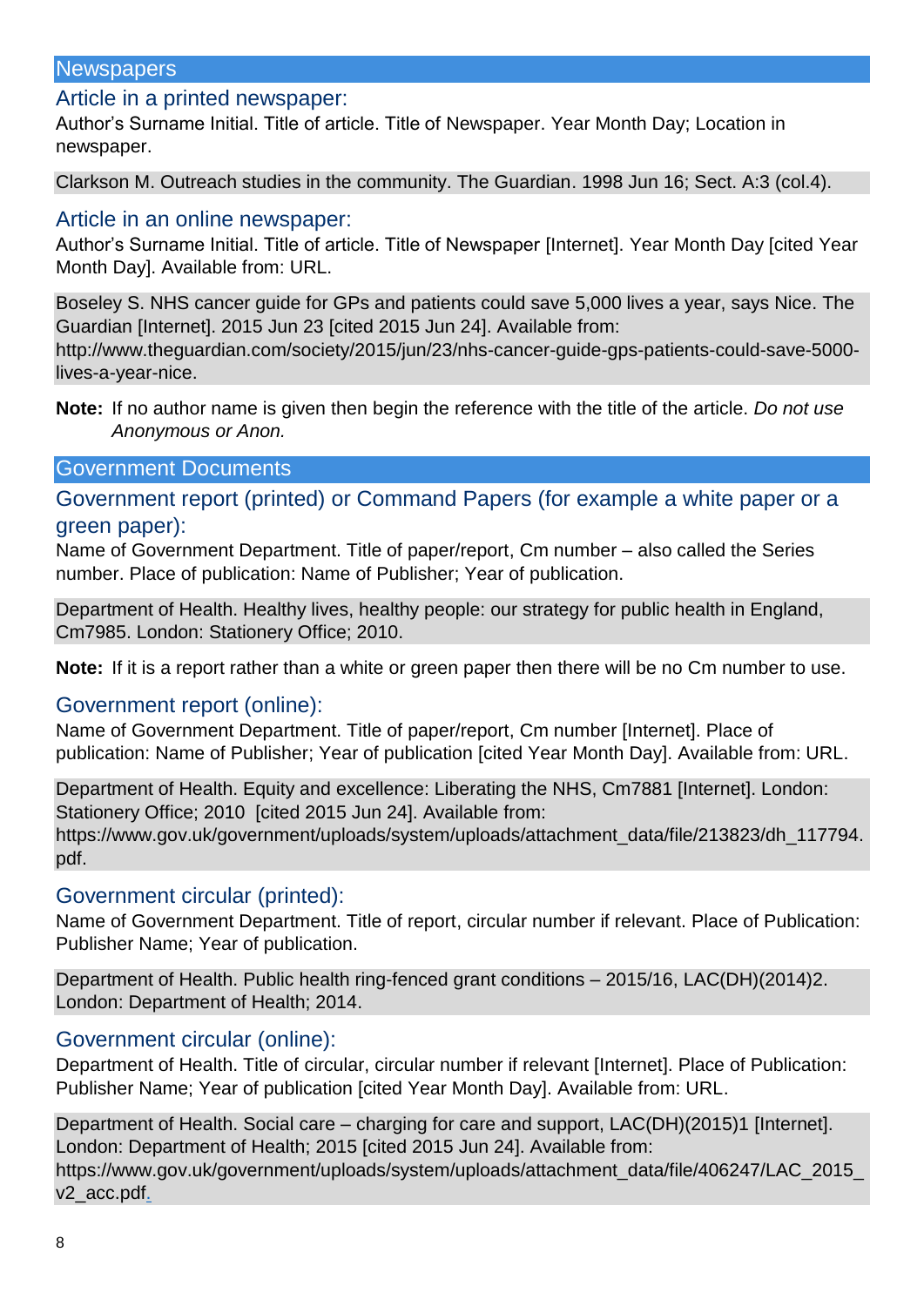## Newspapers

### Article in a printed newspaper:

Author's Surname Initial. Title of article. Title of Newspaper. Year Month Day; Location in newspaper.

Clarkson M. Outreach studies in the community. The Guardian. 1998 Jun 16; Sect. A:3 (col.4).

### Article in an online newspaper:

Author's Surname Initial. Title of article. Title of Newspaper [Internet]. Year Month Day [cited Year Month Day]. Available from: URL.

Boseley S. NHS cancer guide for GPs and patients could save 5,000 lives a year, says Nice. The Guardian [Internet]. 2015 Jun 23 [cited 2015 Jun 24]. Available from: http://www.theguardian.com/society/2015/jun/23/nhs-cancer-guide-gps-patients-could-save-5000-lives-a-year-nice.

**Note:** If no author name is given then begin the reference with the title of the article. *Do not use Anonymous or Anon.*

## Government Documents

### Government report (printed) or Command Papers (for example a white paper or a green paper):

Name of Government Department. Title of paper/report, Cm number – also called the Series number. Place of publication: Name of Publisher; Year of publication.

Department of Health. Healthy lives, healthy people: our strategy for public health in England, Cm7985. London: Stationery Office; 2010.

**Note:** If it is a report rather than a white or green paper then there will be no Cm number to use.

### Government report (online):

Name of Government Department. Title of paper/report, Cm number [Internet]. Place of publication: Name of Publisher; Year of publication [cited Year Month Day]. Available from: URL.

Department of Health. Equity and excellence: Liberating the NHS, Cm7881 [Internet]. London: Stationery Office; 2010 [cited 2015 Jun 24]. Available from: https://www.gov.uk/government/uploads/system/uploads/attachment_data/file/213823/dh_117794.pdf.

### Government circular (printed):

Name of Government Department. Title of report, circular number if relevant. Place of Publication: Publisher Name; Year of publication.

Department of Health. Public health ring-fenced grant conditions – 2015/16, LAC(DH)(2014)2. London: Department of Health; 2014.

### Government circular (online):

Department of Health. Title of circular, circular number if relevant [Internet]. Place of Publication: Publisher Name; Year of publication [cited Year Month Day]. Available from: URL.

Department of Health. Social care – charging for care and support, LAC(DH)(2015)1 [Internet]. London: Department of Health; 2015 [cited 2015 Jun 24]. Available from: https://www.gov.uk/government/uploads/system/uploads/attachment_data/file/406247/LAC_2015_v2_acc.pdf.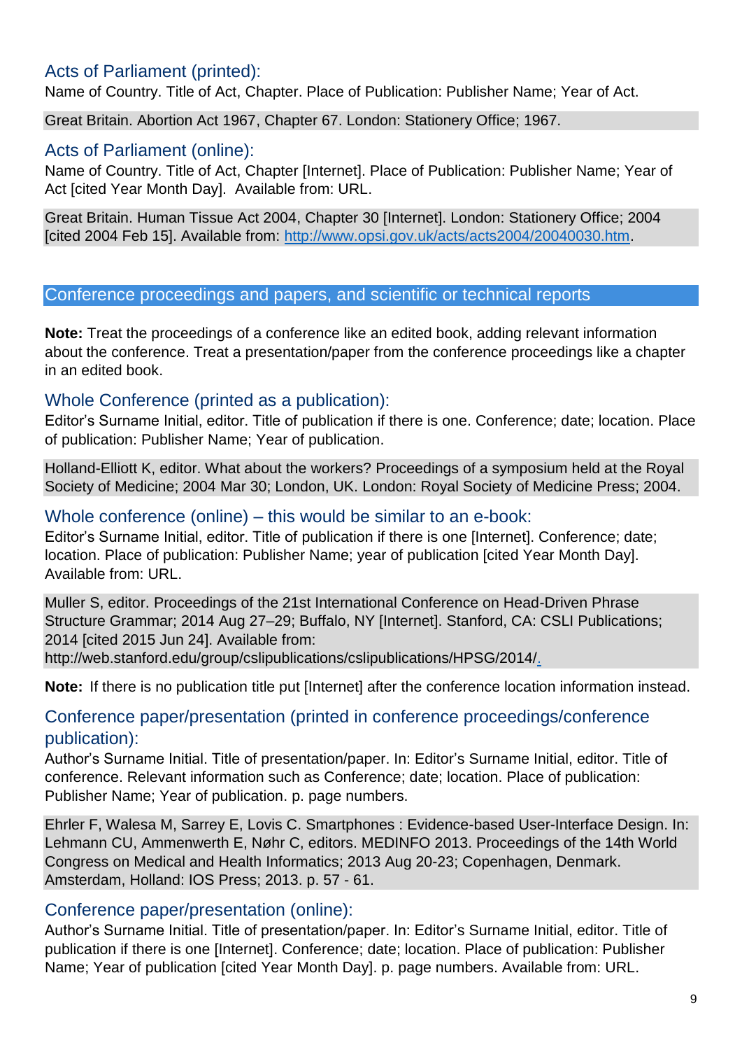### Acts of Parliament (printed):

Name of Country. Title of Act, Chapter. Place of Publication: Publisher Name; Year of Act.

Great Britain. Abortion Act 1967, Chapter 67. London: Stationery Office; 1967.

### Acts of Parliament (online):

Name of Country. Title of Act, Chapter [Internet]. Place of Publication: Publisher Name; Year of Act [cited Year Month Day]. Available from: URL.

Great Britain. Human Tissue Act 2004, Chapter 30 [Internet]. London: Stationery Office; 2004 [cited 2004 Feb 15]. Available from: http://www.opsi.gov.uk/acts/acts2004/20040030.htm.

## Conference proceedings and papers, and scientific or technical reports

**Note:** Treat the proceedings of a conference like an edited book, adding relevant information about the conference. Treat a presentation/paper from the conference proceedings like a chapter in an edited book.

### Whole Conference (printed as a publication):

Editor's Surname Initial, editor. Title of publication if there is one. Conference; date; location. Place of publication: Publisher Name; Year of publication.

Holland-Elliott K, editor. What about the workers? Proceedings of a symposium held at the Royal Society of Medicine; 2004 Mar 30; London, UK. London: Royal Society of Medicine Press; 2004.

### Whole conference (online) – this would be similar to an e-book:

Editor's Surname Initial, editor. Title of publication if there is one [Internet]. Conference; date; location. Place of publication: Publisher Name; year of publication [cited Year Month Day]. Available from: URL.

Muller S, editor. Proceedings of the 21st International Conference on Head-Driven Phrase Structure Grammar; 2014 Aug 27–29; Buffalo, NY [Internet]. Stanford, CA: CSLI Publications; 2014 [cited 2015 Jun 24]. Available from: http://web.stanford.edu/group/cslipublications/cslipublications/HPSG/2014/.

**Note:** If there is no publication title put [Internet] after the conference location information instead.

### Conference paper/presentation (printed in conference proceedings/conference publication):

Author's Surname Initial. Title of presentation/paper. In: Editor's Surname Initial, editor. Title of conference. Relevant information such as Conference; date; location. Place of publication: Publisher Name; Year of publication. p. page numbers.

Ehrler F, Walesa M, Sarrey E, Lovis C. Smartphones : Evidence-based User-Interface Design. In: Lehmann CU, Ammenwerth E, Nøhr C, editors. MEDINFO 2013. Proceedings of the 14th World Congress on Medical and Health Informatics; 2013 Aug 20-23; Copenhagen, Denmark. Amsterdam, Holland: IOS Press; 2013. p. 57 - 61.

### Conference paper/presentation (online):

Author's Surname Initial. Title of presentation/paper. In: Editor's Surname Initial, editor. Title of publication if there is one [Internet]. Conference; date; location. Place of publication: Publisher Name; Year of publication [cited Year Month Day]. p. page numbers. Available from: URL.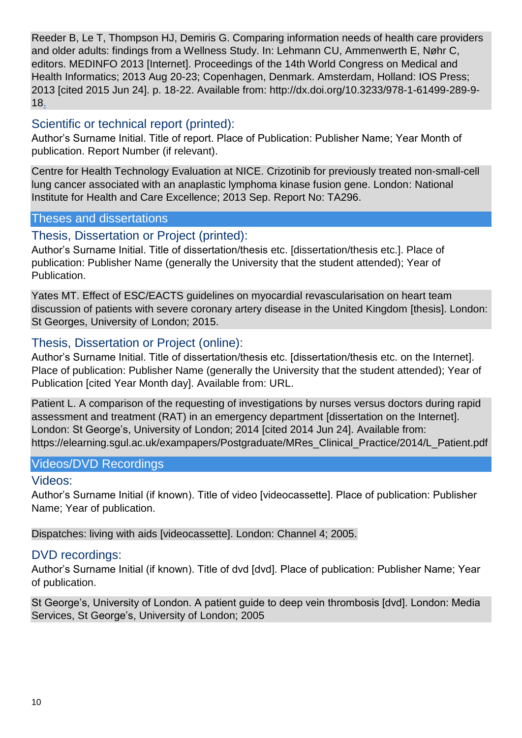Reeder B, Le T, Thompson HJ, Demiris G. Comparing information needs of health care providers and older adults: findings from a Wellness Study. In: Lehmann CU, Ammenwerth E, Nøhr C, editors. MEDINFO 2013 [Internet]. Proceedings of the 14th World Congress on Medical and Health Informatics; 2013 Aug 20-23; Copenhagen, Denmark. Amsterdam, Holland: IOS Press; 2013 [cited 2015 Jun 24]. p. 18-22. Available from: http://dx.doi.org/10.3233/978-1-61499-289-9-18.

### Scientific or technical report (printed):

Author's Surname Initial. Title of report. Place of Publication: Publisher Name; Year Month of publication. Report Number (if relevant).

Centre for Health Technology Evaluation at NICE. Crizotinib for previously treated non-small-cell lung cancer associated with an anaplastic lymphoma kinase fusion gene. London: National Institute for Health and Care Excellence; 2013 Sep. Report No: TA296.

## Theses and dissertations

### Thesis, Dissertation or Project (printed):

Author's Surname Initial. Title of dissertation/thesis etc. [dissertation/thesis etc.]. Place of publication: Publisher Name (generally the University that the student attended); Year of Publication.

Yates MT. Effect of ESC/EACTS guidelines on myocardial revascularisation on heart team discussion of patients with severe coronary artery disease in the United Kingdom [thesis]. London: St Georges, University of London; 2015.

### Thesis, Dissertation or Project (online):

Author's Surname Initial. Title of dissertation/thesis etc. [dissertation/thesis etc. on the Internet]. Place of publication: Publisher Name (generally the University that the student attended); Year of Publication [cited Year Month day]. Available from: URL.

Patient L. A comparison of the requesting of investigations by nurses versus doctors during rapid assessment and treatment (RAT) in an emergency department [dissertation on the Internet]. London: St George's, University of London; 2014 [cited 2014 Jun 24]. Available from: https://elearning.sgul.ac.uk/exampapers/Postgraduate/MRes_Clinical_Practice/2014/L_Patient.pdf

## Videos/DVD Recordings

### Videos:

Author's Surname Initial (if known). Title of video [videocassette]. Place of publication: Publisher Name; Year of publication.

Dispatches: living with aids [videocassette]. London: Channel 4; 2005.

### DVD recordings:

Author's Surname Initial (if known). Title of dvd [dvd]. Place of publication: Publisher Name; Year of publication.

St George's, University of London. A patient guide to deep vein thrombosis [dvd]. London: Media Services, St George's, University of London; 2005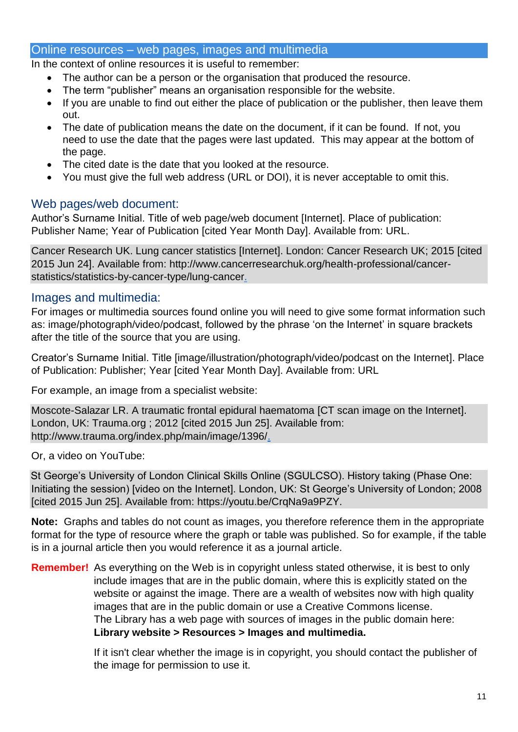## Online resources – web pages, images and multimedia

In the context of online resources it is useful to remember:

- The author can be a person or the organisation that produced the resource.
- The term "publisher" means an organisation responsible for the website.
- If you are unable to find out either the place of publication or the publisher, then leave them out.
- The date of publication means the date on the document, if it can be found. If not, you need to use the date that the pages were last updated. This may appear at the bottom of the page.
- The cited date is the date that you looked at the resource.
- You must give the full web address (URL or DOI), it is never acceptable to omit this.

### Web pages/web document:

Author's Surname Initial. Title of web page/web document [Internet]. Place of publication: Publisher Name; Year of Publication [cited Year Month Day]. Available from: URL.

> Cancer Research UK. Lung cancer statistics [Internet]. London: Cancer Research UK; 2015 [cited 2015 Jun 24]. Available from: http://www.cancerresearchuk.org/health-professional/cancer-statistics/statistics-by-cancer-type/lung-cancer.

### Images and multimedia:

For images or multimedia sources found online you will need to give some format information such as: image/photograph/video/podcast, followed by the phrase 'on the Internet' in square brackets after the title of the source that you are using.

Creator's Surname Initial. Title [image/illustration/photograph/video/podcast on the Internet]. Place of Publication: Publisher; Year [cited Year Month Day]. Available from: URL

For example, an image from a specialist website:

> Moscote-Salazar LR. A traumatic frontal epidural haematoma [CT scan image on the Internet]. London, UK: Trauma.org ; 2012 [cited 2015 Jun 25]. Available from: http://www.trauma.org/index.php/main/image/1396/.

Or, a video on YouTube:

> St George's University of London Clinical Skills Online (SGULCSO). History taking (Phase One: Initiating the session) [video on the Internet]. London, UK: St George's University of London; 2008 [cited 2015 Jun 25]. Available from: https://youtu.be/CrqNa9a9PZY.

**Note:** Graphs and tables do not count as images, you therefore reference them in the appropriate format for the type of resource where the graph or table was published. So for example, if the table is in a journal article then you would reference it as a journal article.

**Remember!** As everything on the Web is in copyright unless stated otherwise, it is best to only include images that are in the public domain, where this is explicitly stated on the website or against the image. There are a wealth of websites now with high quality images that are in the public domain or use a Creative Commons license. The Library has a web page with sources of images in the public domain here: **Library website > Resources > Images and multimedia.**

If it isn't clear whether the image is in copyright, you should contact the publisher of the image for permission to use it.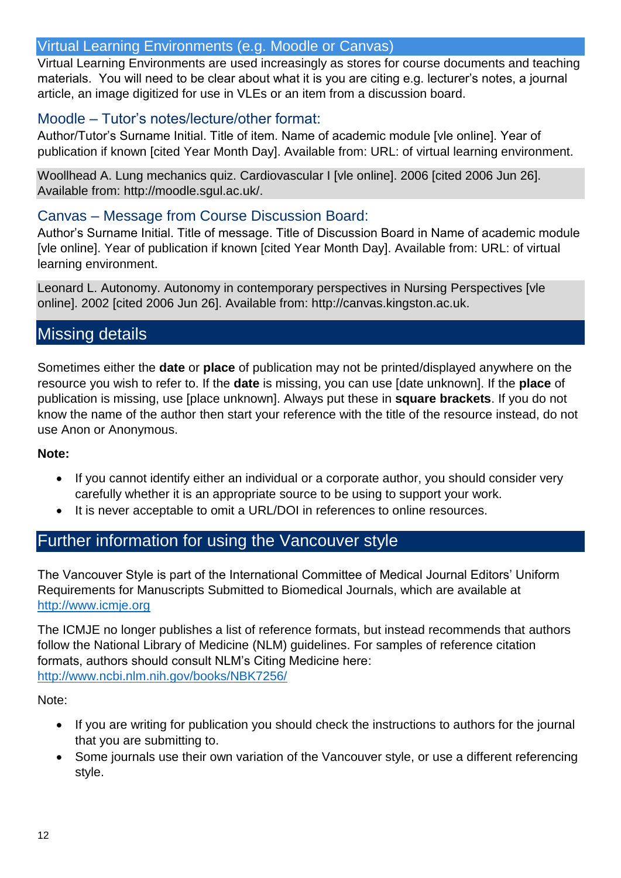## Virtual Learning Environments (e.g. Moodle or Canvas)

Virtual Learning Environments are used increasingly as stores for course documents and teaching materials. You will need to be clear about what it is you are citing e.g. lecturer's notes, a journal article, an image digitized for use in VLEs or an item from a discussion board.

### Moodle – Tutor's notes/lecture/other format:

Author/Tutor's Surname Initial. Title of item. Name of academic module [vle online]. Year of publication if known [cited Year Month Day]. Available from: URL: of virtual learning environment.

Woollhead A. Lung mechanics quiz. Cardiovascular I [vle online]. 2006 [cited 2006 Jun 26]. Available from: http://moodle.sgul.ac.uk/.

### Canvas – Message from Course Discussion Board:

Author's Surname Initial. Title of message. Title of Discussion Board in Name of academic module [vle online]. Year of publication if known [cited Year Month Day]. Available from: URL: of virtual learning environment.

Leonard L. Autonomy. Autonomy in contemporary perspectives in Nursing Perspectives [vle online]. 2002 [cited 2006 Jun 26]. Available from: http://canvas.kingston.ac.uk.

## Missing details

Sometimes either the **date** or **place** of publication may not be printed/displayed anywhere on the resource you wish to refer to. If the **date** is missing, you can use [date unknown]. If the **place** of publication is missing, use [place unknown]. Always put these in **square brackets**. If you do not know the name of the author then start your reference with the title of the resource instead, do not use Anon or Anonymous.

**Note:**

- If you cannot identify either an individual or a corporate author, you should consider very carefully whether it is an appropriate source to be using to support your work.
- It is never acceptable to omit a URL/DOI in references to online resources.

## Further information for using the Vancouver style

The Vancouver Style is part of the International Committee of Medical Journal Editors' Uniform Requirements for Manuscripts Submitted to Biomedical Journals, which are available at http://www.icmje.org

The ICMJE no longer publishes a list of reference formats, but instead recommends that authors follow the National Library of Medicine (NLM) guidelines. For samples of reference citation formats, authors should consult NLM's Citing Medicine here: http://www.ncbi.nlm.nih.gov/books/NBK7256/

Note:

- If you are writing for publication you should check the instructions to authors for the journal that you are submitting to.
- Some journals use their own variation of the Vancouver style, or use a different referencing style.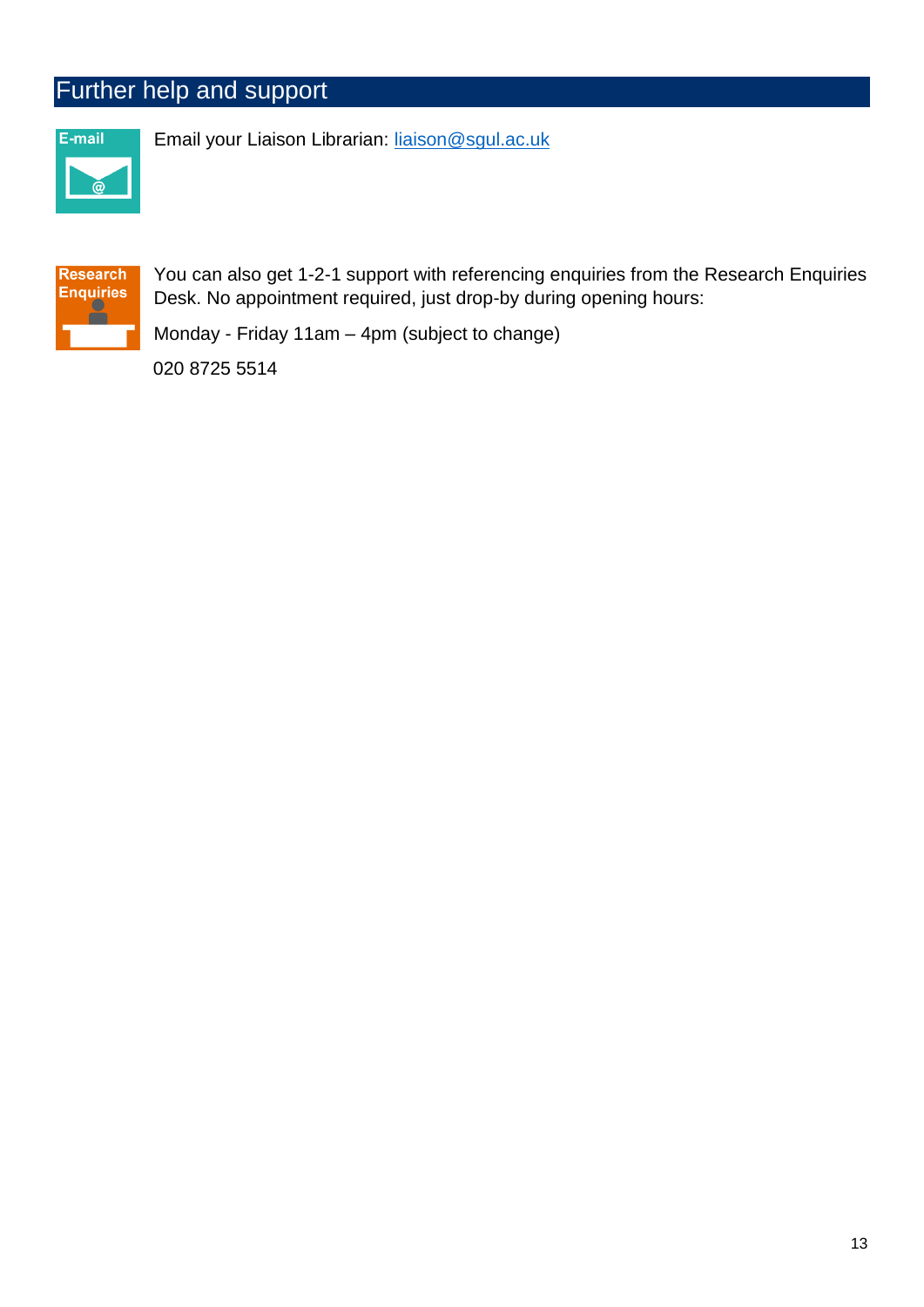## Further help and support

Email your Liaison Librarian: liaison@sgul.ac.uk

You can also get 1-2-1 support with referencing enquiries from the Research Enquiries Desk. No appointment required, just drop-by during opening hours:

Monday - Friday 11am – 4pm (subject to change)

020 8725 5514